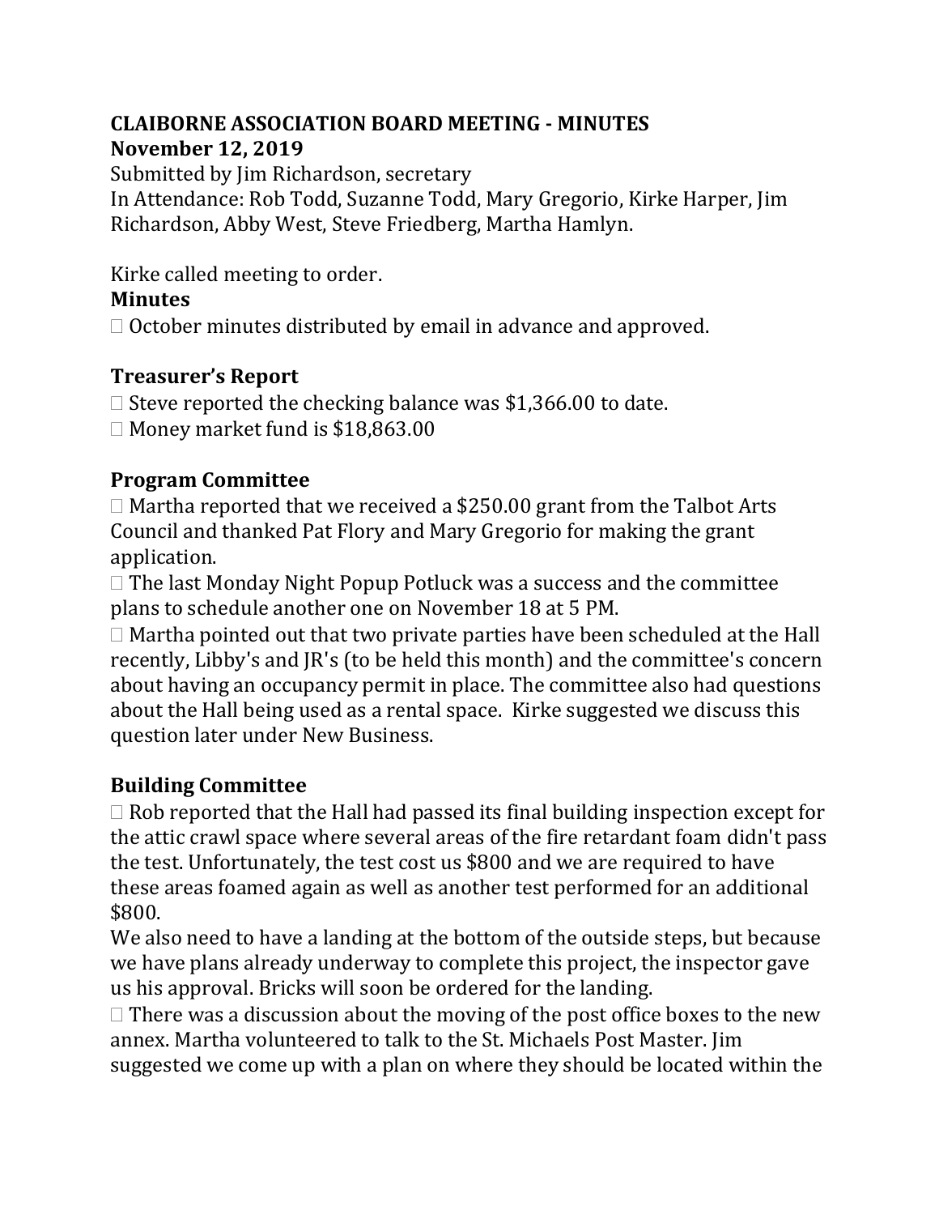# CLAIBORNE ASSOCIATION BOARD MEETING - MINUTES

**November 12, 2019**

Submitted by Jim Richardson, secretary

In Attendance: Rob Todd, Suzanne Todd, Mary Gregorio, Kirke Harper, Jim Richardson, Abby West, Steve Friedberg, Martha Hamlyn.

Kirke called meeting to order.

## Minutes

- October minutes distributed by email in advance and approved.

## Treasurer's Report

- Steve reported the checking balance was $1,366.00 to date.
- Money market fund is $18,863.00

## Program Committee

- Martha reported that we received a $250.00 grant from the Talbot Arts Council and thanked Pat Flory and Mary Gregorio for making the grant application.
- The last Monday Night Popup Potluck was a success and the committee plans to schedule another one on November 18 at 5 PM.
- Martha pointed out that two private parties have been scheduled at the Hall recently, Libby's and JR's (to be held this month) and the committee's concern about having an occupancy permit in place. The committee also had questions about the Hall being used as a rental space. Kirke suggested we discuss this question later under New Business.

## Building Committee

- Rob reported that the Hall had passed its final building inspection except for the attic crawl space where several areas of the fire retardant foam didn't pass the test. Unfortunately, the test cost us $800 and we are required to have these areas foamed again as well as another test performed for an additional $800.

We also need to have a landing at the bottom of the outside steps, but because we have plans already underway to complete this project, the inspector gave us his approval. Bricks will soon be ordered for the landing.

- There was a discussion about the moving of the post office boxes to the new annex. Martha volunteered to talk to the St. Michaels Post Master. Jim suggested we come up with a plan on where they should be located within the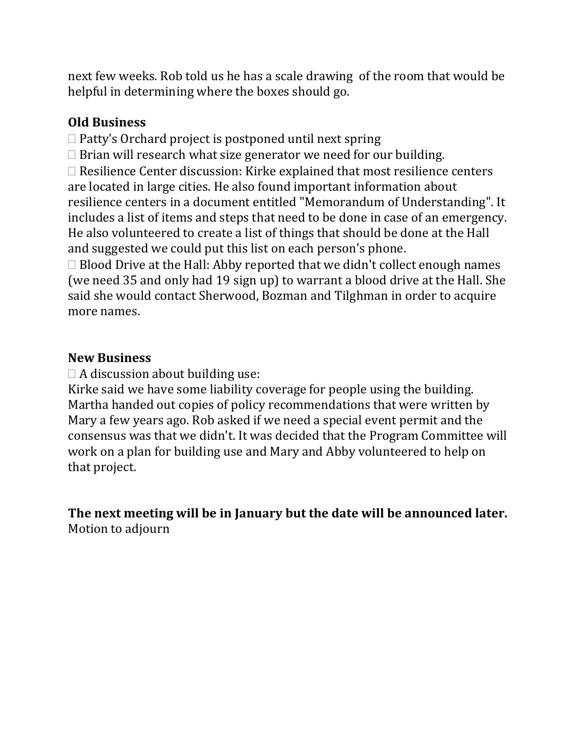next few weeks. Rob told us he has a scale drawing of the room that would be helpful in determining where the boxes should go.

**Old Business**

- Patty's Orchard project is postponed until next spring
- Brian will research what size generator we need for our building.
- Resilience Center discussion: Kirke explained that most resilience centers are located in large cities. He also found important information about resilience centers in a document entitled "Memorandum of Understanding". It includes a list of items and steps that need to be done in case of an emergency. He also volunteered to create a list of things that should be done at the Hall and suggested we could put this list on each person's phone.
- Blood Drive at the Hall: Abby reported that we didn't collect enough names (we need 35 and only had 19 sign up) to warrant a blood drive at the Hall. She said she would contact Sherwood, Bozman and Tilghman in order to acquire more names.

**New Business**

- A discussion about building use:

Kirke said we have some liability coverage for people using the building. Martha handed out copies of policy recommendations that were written by Mary a few years ago. Rob asked if we need a special event permit and the consensus was that we didn't. It was decided that the Program Committee will work on a plan for building use and Mary and Abby volunteered to help on that project.

**The next meeting will be in January but the date will be announced later.**

Motion to adjourn